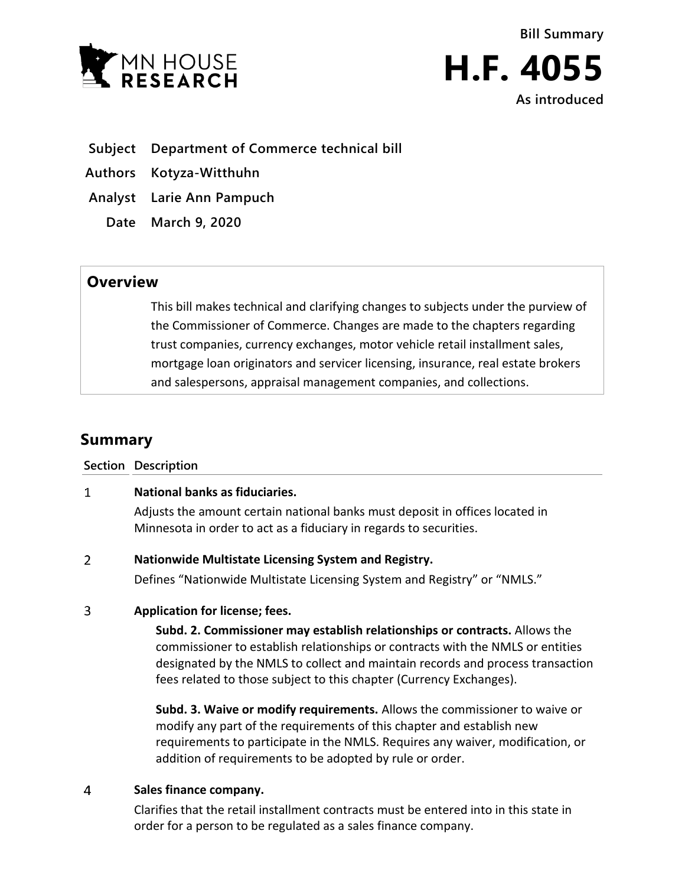**Bill Summary**

# H.F. 4055

**As introduced**

| | |
|---|---|
| **Subject** | **Department of Commerce technical bill** |
| **Authors** | **Kotyza-Witthuhn** |
| **Analyst** | **Larie Ann Pampuch** |
| **Date** | **March 9, 2020** |

## Overview

This bill makes technical and clarifying changes to subjects under the purview of the Commissioner of Commerce. Changes are made to the chapters regarding trust companies, currency exchanges, motor vehicle retail installment sales, mortgage loan originators and servicer licensing, insurance, real estate brokers and salespersons, appraisal management companies, and collections.

## Summary

| Section | Description |
|---|---|
| 1 | **National banks as fiduciaries.**<br>Adjusts the amount certain national banks must deposit in offices located in Minnesota in order to act as a fiduciary in regards to securities. |
| 2 | **Nationwide Multistate Licensing System and Registry.**<br>Defines "Nationwide Multistate Licensing System and Registry" or "NMLS." |
| 3 | **Application for license; fees.**<br>**Subd. 2. Commissioner may establish relationships or contracts.** Allows the commissioner to establish relationships or contracts with the NMLS or entities designated by the NMLS to collect and maintain records and process transaction fees related to those subject to this chapter (Currency Exchanges).<br><br>**Subd. 3. Waive or modify requirements.** Allows the commissioner to waive or modify any part of the requirements of this chapter and establish new requirements to participate in the NMLS. Requires any waiver, modification, or addition of requirements to be adopted by rule or order. |
| 4 | **Sales finance company.**<br>Clarifies that the retail installment contracts must be entered into in this state in order for a person to be regulated as a sales finance company. |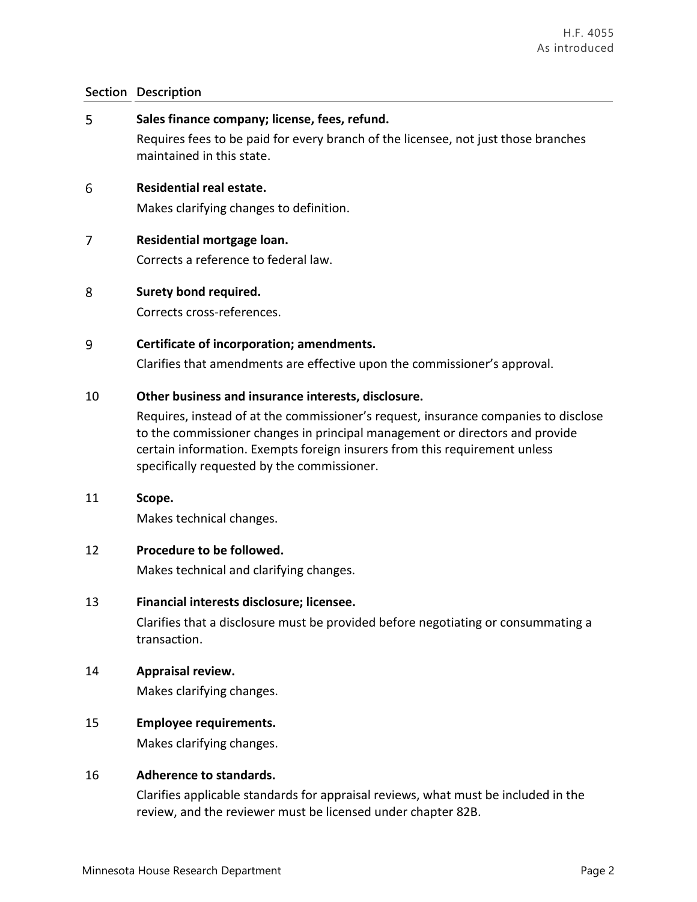| Section | Description |
| --- | --- |
| 5 | **Sales finance company; license, fees, refund.**<br>Requires fees to be paid for every branch of the licensee, not just those branches maintained in this state. |
| 6 | **Residential real estate.**<br>Makes clarifying changes to definition. |
| 7 | **Residential mortgage loan.**<br>Corrects a reference to federal law. |
| 8 | **Surety bond required.**<br>Corrects cross-references. |
| 9 | **Certificate of incorporation; amendments.**<br>Clarifies that amendments are effective upon the commissioner's approval. |
| 10 | **Other business and insurance interests, disclosure.**<br>Requires, instead of at the commissioner's request, insurance companies to disclose to the commissioner changes in principal management or directors and provide certain information. Exempts foreign insurers from this requirement unless specifically requested by the commissioner. |
| 11 | **Scope.**<br>Makes technical changes. |
| 12 | **Procedure to be followed.**<br>Makes technical and clarifying changes. |
| 13 | **Financial interests disclosure; licensee.**<br>Clarifies that a disclosure must be provided before negotiating or consummating a transaction. |
| 14 | **Appraisal review.**<br>Makes clarifying changes. |
| 15 | **Employee requirements.**<br>Makes clarifying changes. |
| 16 | **Adherence to standards.**<br>Clarifies applicable standards for appraisal reviews, what must be included in the review, and the reviewer must be licensed under chapter 82B. |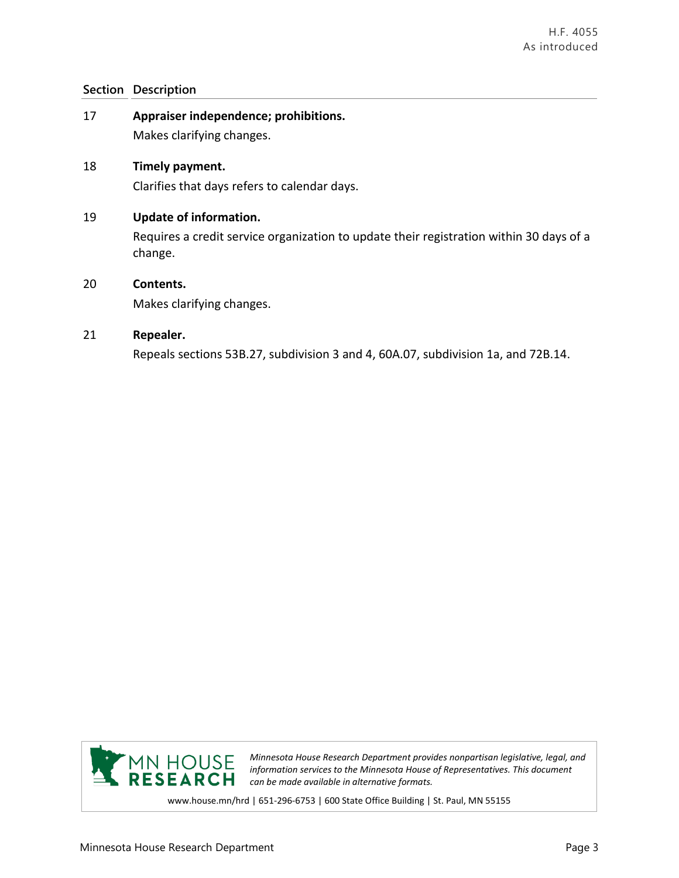| Section | Description |
| --- | --- |
| 17 | **Appraiser independence; prohibitions.**<br>Makes clarifying changes. |
| 18 | **Timely payment.**<br>Clarifies that days refers to calendar days. |
| 19 | **Update of information.**<br>Requires a credit service organization to update their registration within 30 days of a change. |
| 20 | **Contents.**<br>Makes clarifying changes. |
| 21 | **Repealer.**<br>Repeals sections 53B.27, subdivision 3 and 4, 60A.07, subdivision 1a, and 72B.14. |

MN HOUSE RESEARCH

*Minnesota House Research Department provides nonpartisan legislative, legal, and information services to the Minnesota House of Representatives. This document can be made available in alternative formats.*

www.house.mn/hrd | 651-296-6753 | 600 State Office Building | St. Paul, MN 55155